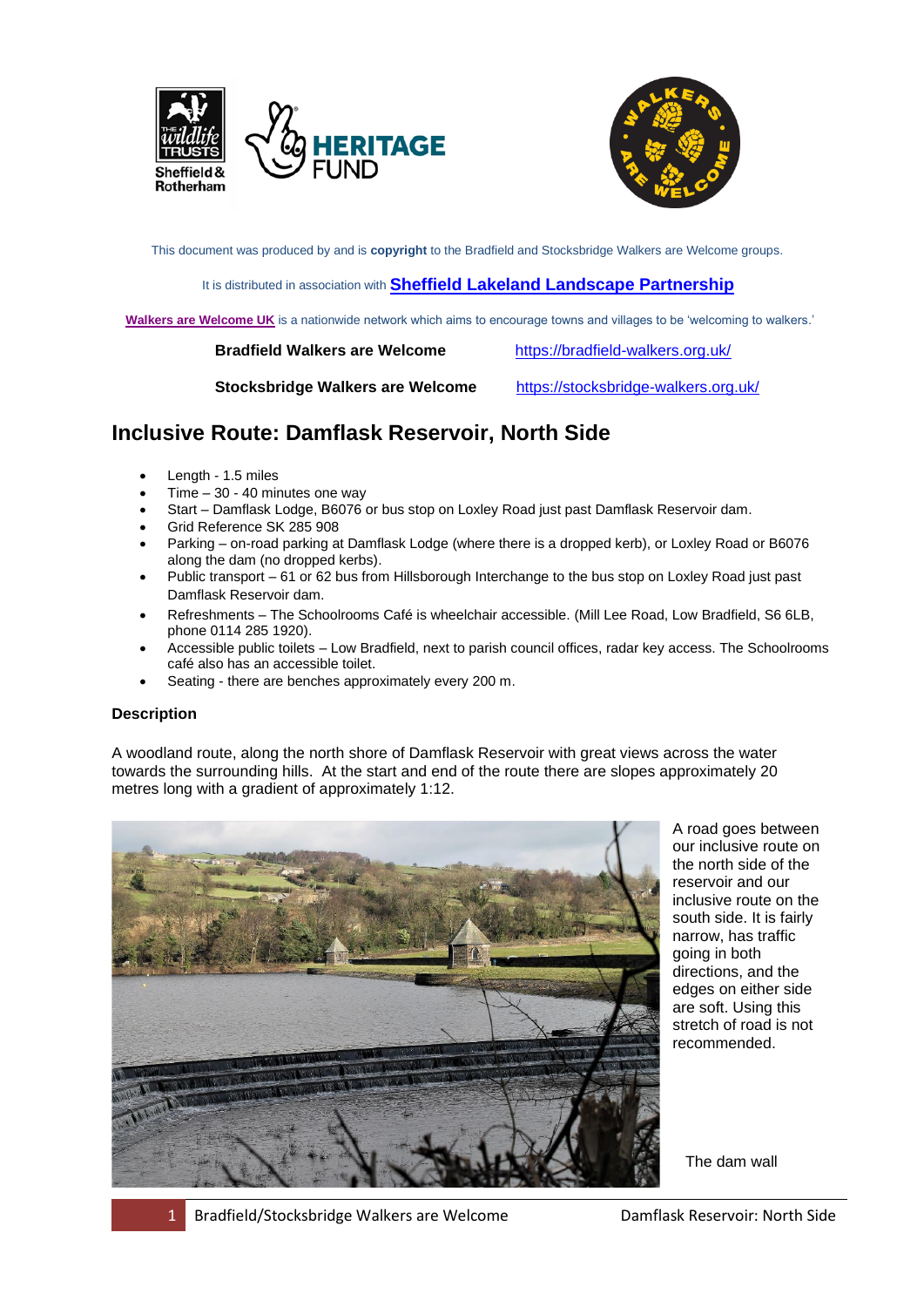This document was produced by and is **copyright** to the Bradfield and Stocksbridge Walkers are Welcome groups.

It is distributed in association with **Sheffield Lakeland Landscape Partnership**

**Walkers are Welcome UK** is a nationwide network which aims to encourage towns and villages to be 'welcoming to walkers.'

**Bradfield Walkers are Welcome** https://bradfield-walkers.org.uk/

**Stocksbridge Walkers are Welcome** https://stocksbridge-walkers.org.uk/

## Inclusive Route: Damflask Reservoir, North Side

- Length - 1.5 miles
- Time – 30 - 40 minutes one way
- Start – Damflask Lodge, B6076 or bus stop on Loxley Road just past Damflask Reservoir dam.
- Grid Reference SK 285 908
- Parking – on-road parking at Damflask Lodge (where there is a dropped kerb), or Loxley Road or B6076 along the dam (no dropped kerbs).
- Public transport – 61 or 62 bus from Hillsborough Interchange to the bus stop on Loxley Road just past Damflask Reservoir dam.
- Refreshments – The Schoolrooms Café is wheelchair accessible. (Mill Lee Road, Low Bradfield, S6 6LB, phone 0114 285 1920).
- Accessible public toilets – Low Bradfield, next to parish council offices, radar key access. The Schoolrooms café also has an accessible toilet.
- Seating - there are benches approximately every 200 m.

### Description

A woodland route, along the north shore of Damflask Reservoir with great views across the water towards the surrounding hills. At the start and end of the route there are slopes approximately 20 metres long with a gradient of approximately 1:12.

A road goes between our inclusive route on the north side of the reservoir and our inclusive route on the south side. It is fairly narrow, has traffic going in both directions, and the edges on either side are soft. Using this stretch of road is not recommended.

The dam wall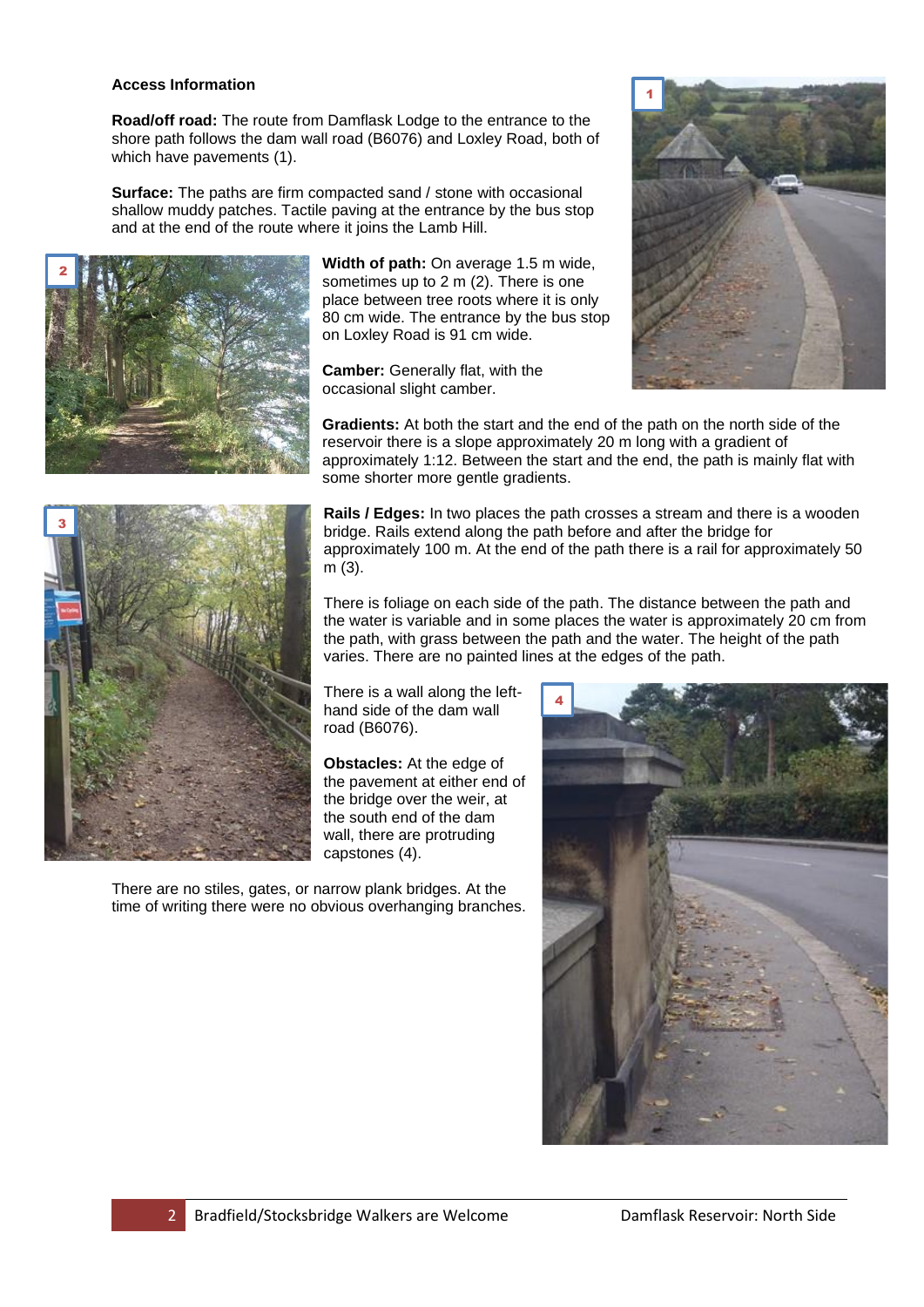**Access Information**

**Road/off road:** The route from Damflask Lodge to the entrance to the shore path follows the dam wall road (B6076) and Loxley Road, both of which have pavements (1).

**Surface:** The paths are firm compacted sand / stone with occasional shallow muddy patches. Tactile paving at the entrance by the bus stop and at the end of the route where it joins the Lamb Hill.

**Width of path:** On average 1.5 m wide, sometimes up to 2 m (2). There is one place between tree roots where it is only 80 cm wide. The entrance by the bus stop on Loxley Road is 91 cm wide.

**Camber:** Generally flat, with the occasional slight camber.

**Gradients:** At both the start and the end of the path on the north side of the reservoir there is a slope approximately 20 m long with a gradient of approximately 1:12. Between the start and the end, the path is mainly flat with some shorter more gentle gradients.

**Rails / Edges:** In two places the path crosses a stream and there is a wooden bridge. Rails extend along the path before and after the bridge for approximately 100 m. At the end of the path there is a rail for approximately 50 m (3).

There is foliage on each side of the path. The distance between the path and the water is variable and in some places the water is approximately 20 cm from the path, with grass between the path and the water. The height of the path varies. There are no painted lines at the edges of the path.

There is a wall along the left-hand side of the dam wall road (B6076).

**Obstacles:** At the edge of the pavement at either end of the bridge over the weir, at the south end of the dam wall, there are protruding capstones (4).

There are no stiles, gates, or narrow plank bridges. At the time of writing there were no obvious overhanging branches.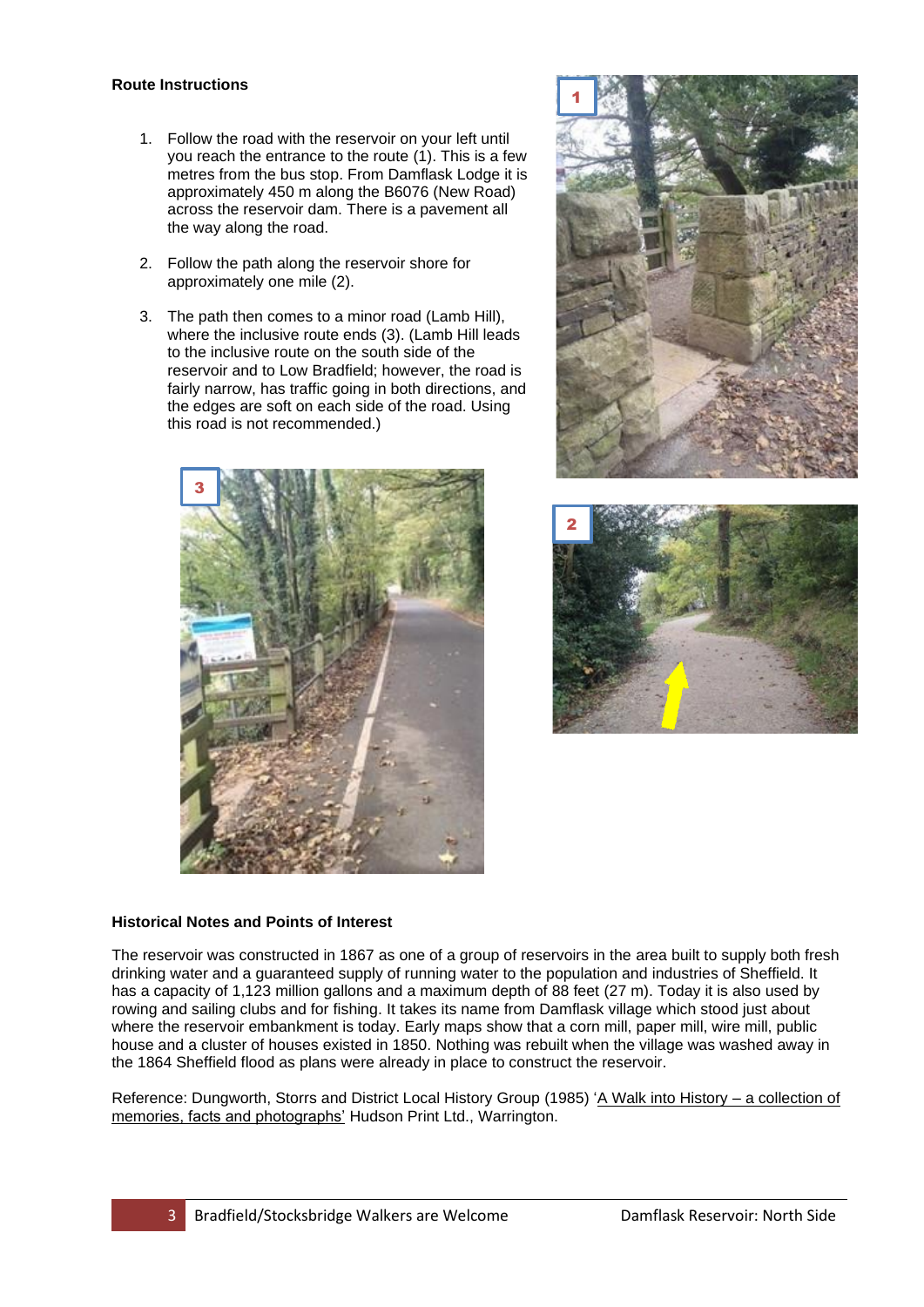**Route Instructions**

1. Follow the road with the reservoir on your left until you reach the entrance to the route (1). This is a few metres from the bus stop. From Damflask Lodge it is approximately 450 m along the B6076 (New Road) across the reservoir dam. There is a pavement all the way along the road.

2. Follow the path along the reservoir shore for approximately one mile (2).

3. The path then comes to a minor road (Lamb Hill), where the inclusive route ends (3). (Lamb Hill leads to the inclusive route on the south side of the reservoir and to Low Bradfield; however, the road is fairly narrow, has traffic going in both directions, and the edges are soft on each side of the road. Using this road is not recommended.)

**Historical Notes and Points of Interest**

The reservoir was constructed in 1867 as one of a group of reservoirs in the area built to supply both fresh drinking water and a guaranteed supply of running water to the population and industries of Sheffield. It has a capacity of 1,123 million gallons and a maximum depth of 88 feet (27 m). Today it is also used by rowing and sailing clubs and for fishing. It takes its name from Damflask village which stood just about where the reservoir embankment is today. Early maps show that a corn mill, paper mill, wire mill, public house and a cluster of houses existed in 1850. Nothing was rebuilt when the village was washed away in the 1864 Sheffield flood as plans were already in place to construct the reservoir.

Reference: Dungworth, Storrs and District Local History Group (1985) 'A Walk into History – a collection of memories, facts and photographs' Hudson Print Ltd., Warrington.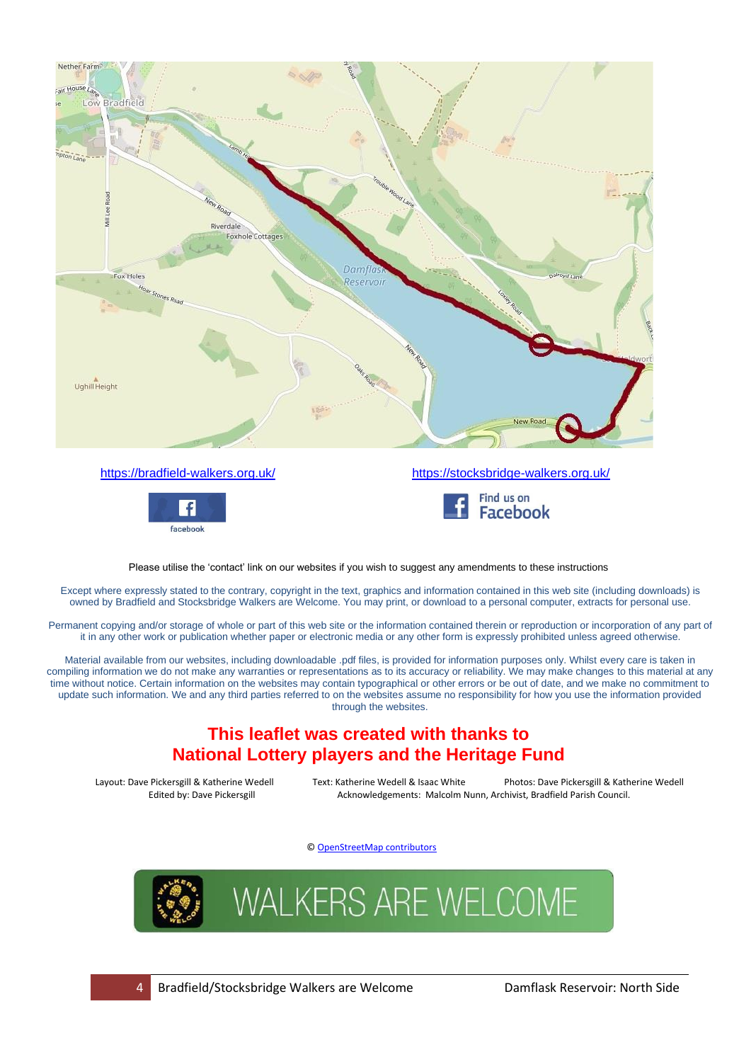https://bradfield-walkers.org.uk/

https://stocksbridge-walkers.org.uk/

Please utilise the 'contact' link on our websites if you wish to suggest any amendments to these instructions

Except where expressly stated to the contrary, copyright in the text, graphics and information contained in this web site (including downloads) is owned by Bradfield and Stocksbridge Walkers are Welcome. You may print, or download to a personal computer, extracts for personal use.

Permanent copying and/or storage of whole or part of this web site or the information contained therein or reproduction or incorporation of any part of it in any other work or publication whether paper or electronic media or any other form is expressly prohibited unless agreed otherwise.

Material available from our websites, including downloadable .pdf files, is provided for information purposes only. Whilst every care is taken in compiling information we do not make any warranties or representations as to its accuracy or reliability. We may make changes to this material at any time without notice. Certain information on the websites may contain typographical or other errors or be out of date, and we make no commitment to update such information. We and any third parties referred to on the websites assume no responsibility for how you use the information provided through the websites.

**This leaflet was created with thanks to National Lottery players and the Heritage Fund**

Layout: Dave Pickersgill & Katherine Wedell
Edited by: Dave Pickersgill

Text: Katherine Wedell & Isaac White
Acknowledgements: Malcolm Nunn, Archivist, Bradfield Parish Council.

Photos: Dave Pickersgill & Katherine Wedell

© OpenStreetMap contributors

WALKERS ARE WELCOME